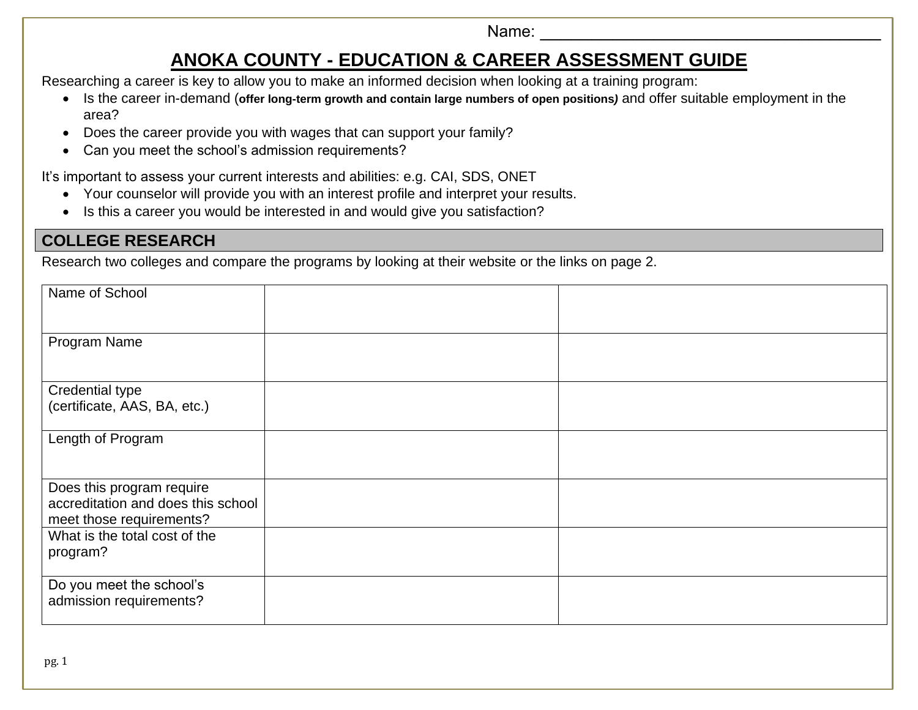Name: ___________________________________

# ANOKA COUNTY - EDUCATION & CAREER ASSESSMENT GUIDE

Researching a career is key to allow you to make an informed decision when looking at a training program:

- Is the career in-demand (**offer long-term growth and contain large numbers of open positions**) and offer suitable employment in the area?
- Does the career provide you with wages that can support your family?
- Can you meet the school's admission requirements?

It's important to assess your current interests and abilities: e.g. CAI, SDS, ONET

- Your counselor will provide you with an interest profile and interpret your results.
- Is this a career you would be interested in and would give you satisfaction?

## COLLEGE RESEARCH

Research two colleges and compare the programs by looking at their website or the links on page 2.

| | | |
|---|---|---|
| Name of School | | |
| Program Name | | |
| Credential type (certificate, AAS, BA, etc.) | | |
| Length of Program | | |
| Does this program require accreditation and does this school meet those requirements? | | |
| What is the total cost of the program? | | |
| Do you meet the school's admission requirements? | | |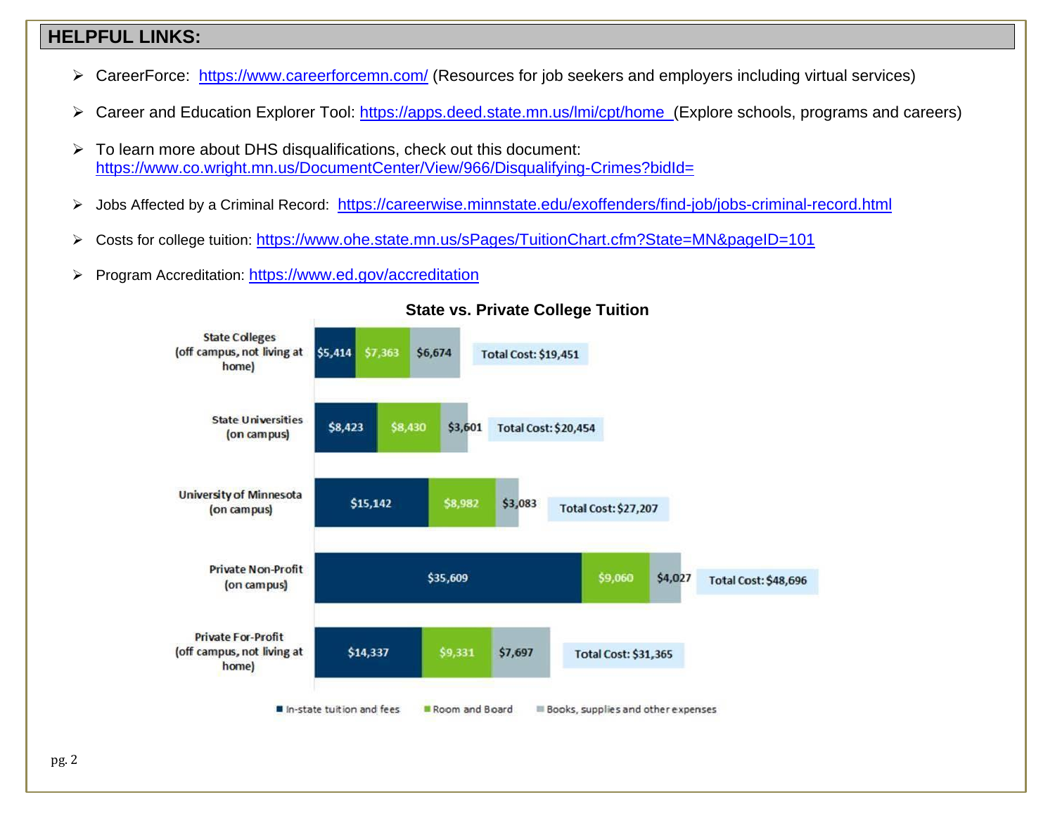## HELPFUL LINKS:

- CareerForce: https://www.careerforcemn.com/ (Resources for job seekers and employers including virtual services)
- Career and Education Explorer Tool: https://apps.deed.state.mn.us/lmi/cpt/home (Explore schools, programs and careers)
- To learn more about DHS disqualifications, check out this document: https://www.co.wright.mn.us/DocumentCenter/View/966/Disqualifying-Crimes?bidId=
- Jobs Affected by a Criminal Record: https://careerwise.minnstate.edu/exoffenders/find-job/jobs-criminal-record.html
- Costs for college tuition: https://www.ohe.state.mn.us/sPages/TuitionChart.cfm?State=MN&pageID=101
- Program Accreditation: https://www.ed.gov/accreditation

**State vs. Private College Tuition**

| | In-state tuition and fees | Room and Board | Books, supplies and other expenses | Total Cost |
|---|---|---|---|---|
| State Colleges (off campus, not living at home) | $5,414 | $7,363 | $6,674 | $19,451 |
| State Universities (on campus) | $8,423 | $8,430 | $3,601 | $20,454 |
| University of Minnesota (on campus) | $15,142 | $8,982 | $3,083 | $27,207 |
| Private Non-Profit (on campus) | $35,609 | $9,060 | $4,027 | $48,696 |
| Private For-Profit (off campus, not living at home) | $14,337 | $9,331 | $7,697 | $31,365 |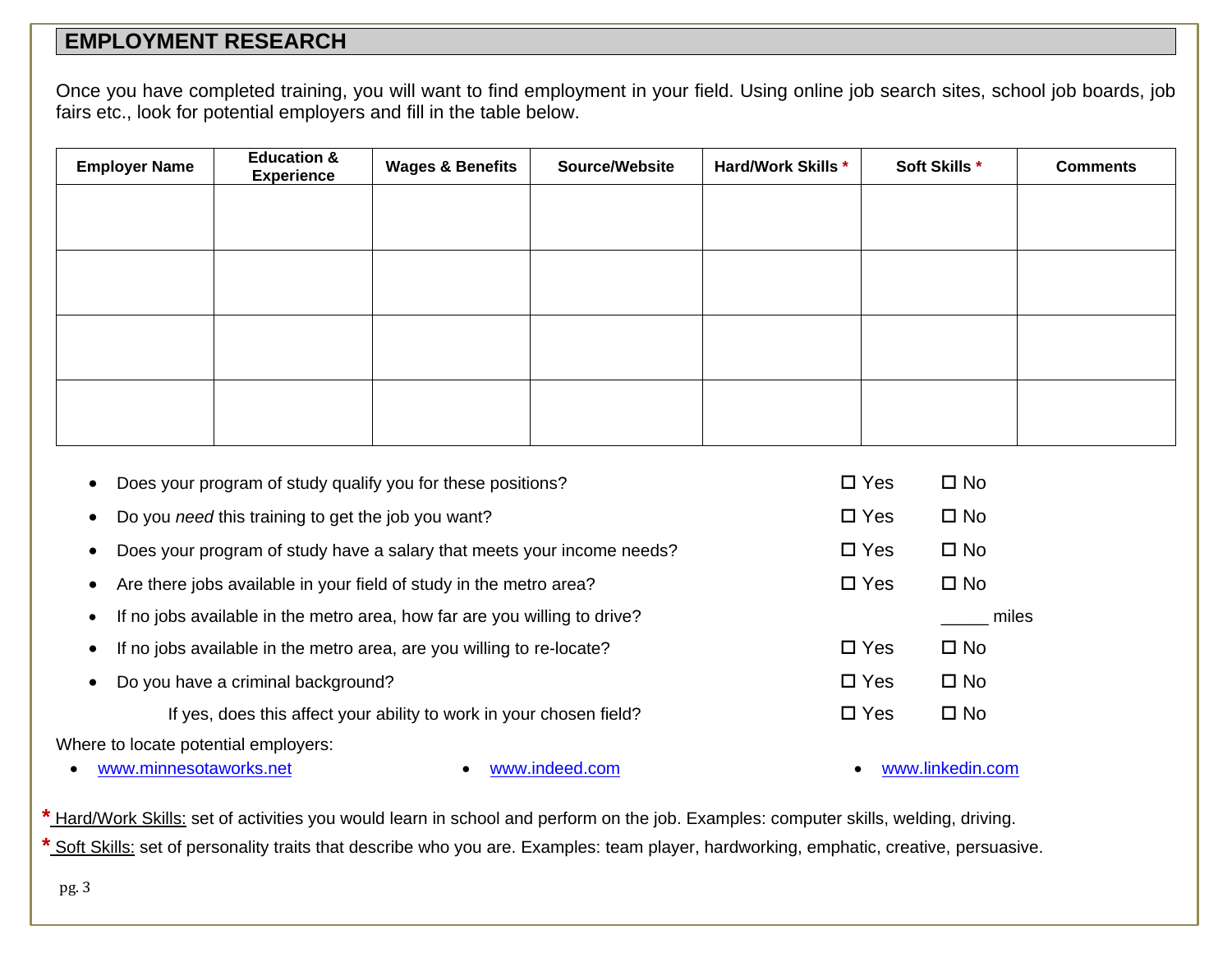## EMPLOYMENT RESEARCH

Once you have completed training, you will want to find employment in your field. Using online job search sites, school job boards, job fairs etc., look for potential employers and fill in the table below.

| Employer Name | Education & Experience | Wages & Benefits | Source/Website | Hard/Work Skills * | Soft Skills * | Comments |
|---|---|---|---|---|---|---|
| | | | | | | |
| | | | | | | |
| | | | | | | |
| | | | | | | |

- Does your program of study qualify you for these positions? ☐ Yes ☐ No
- Do you *need* this training to get the job you want? ☐ Yes ☐ No
- Does your program of study have a salary that meets your income needs? ☐ Yes ☐ No
- Are there jobs available in your field of study in the metro area? ☐ Yes ☐ No
- If no jobs available in the metro area, how far are you willing to drive? _____ miles
- If no jobs available in the metro area, are you willing to re-locate? ☐ Yes ☐ No
- Do you have a criminal background? ☐ Yes ☐ No

    If yes, does this affect your ability to work in your chosen field? ☐ Yes ☐ No

Where to locate potential employers:

- [www.minnesotaworks.net](http://www.minnesotaworks.net)
- [www.indeed.com](http://www.indeed.com)
- [www.linkedin.com](http://www.linkedin.com)

* Hard/Work Skills: set of activities you would learn in school and perform on the job. Examples: computer skills, welding, driving.

* Soft Skills: set of personality traits that describe who you are. Examples: team player, hardworking, emphatic, creative, persuasive.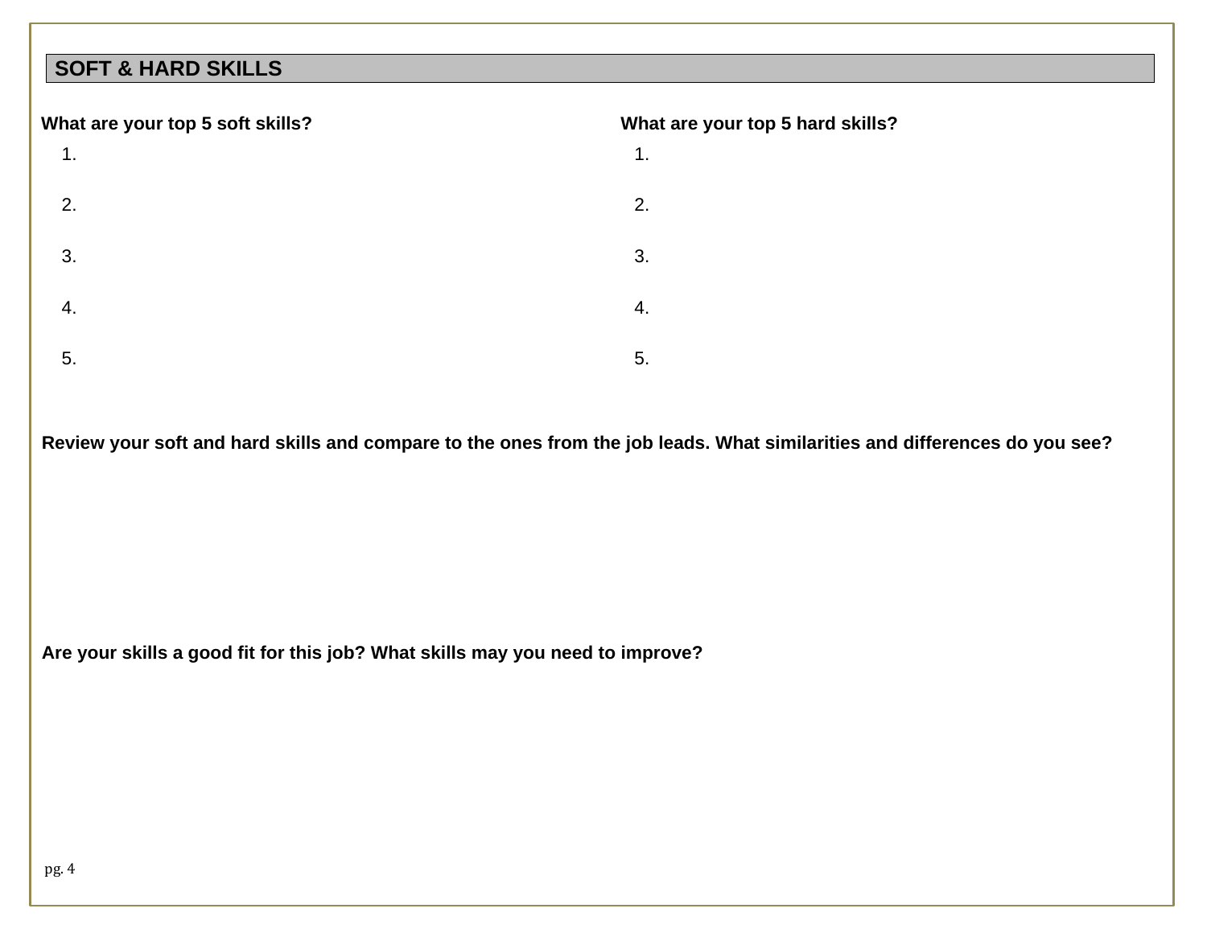## SOFT & HARD SKILLS

**What are your top 5 soft skills?**

1.
2.
3.
4.
5.

**What are your top 5 hard skills?**

1.
2.
3.
4.
5.

**Review your soft and hard skills and compare to the ones from the job leads. What similarities and differences do you see?**

**Are your skills a good fit for this job? What skills may you need to improve?**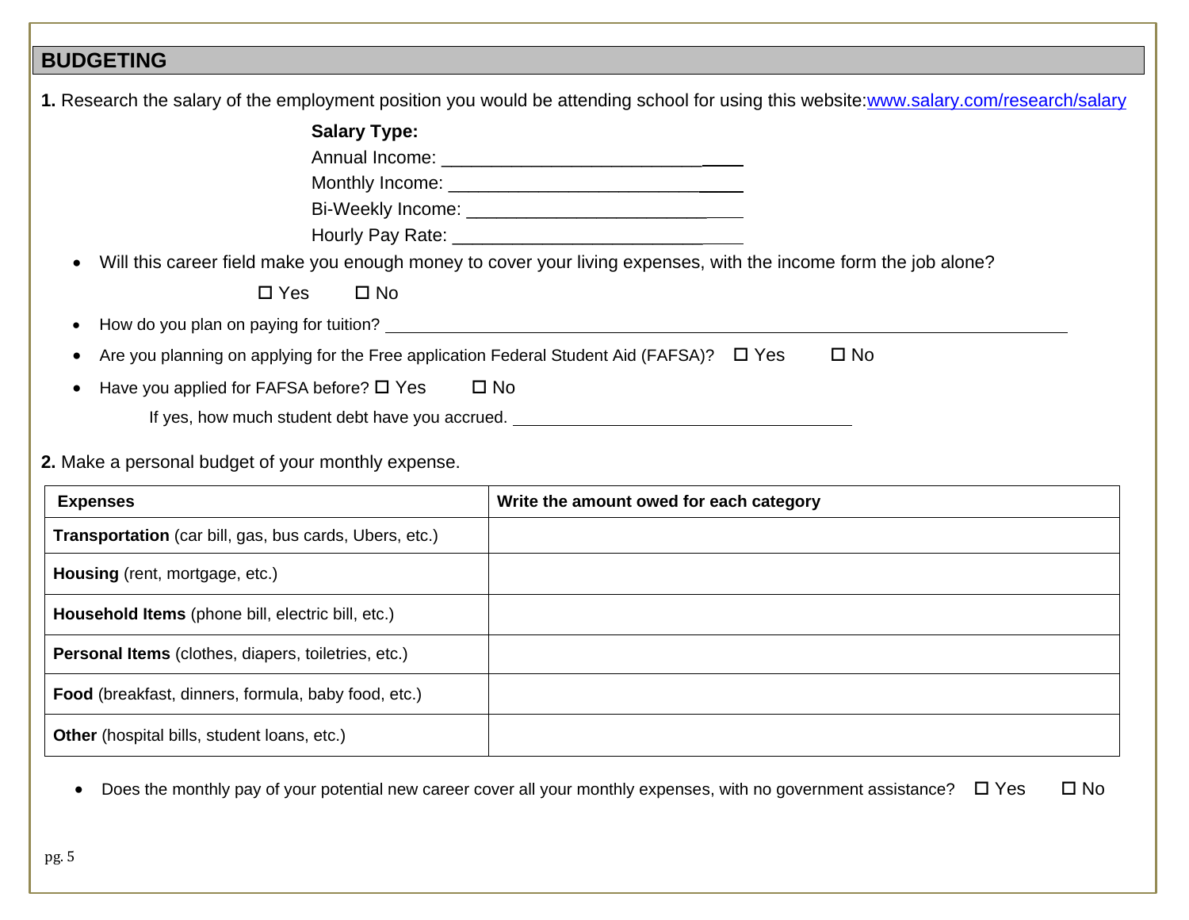## BUDGETING

**1.** Research the salary of the employment position you would be attending school for using this website: www.salary.com/research/salary

**Salary Type:**

Annual Income: ______________________________

Monthly Income: ______________________________

Bi-Weekly Income: ______________________________

Hourly Pay Rate: ______________________________

- Will this career field make you enough money to cover your living expenses, with the income form the job alone?

  ☐ Yes ☐ No

- How do you plan on paying for tuition? ______________________________________________________________

- Are you planning on applying for the Free application Federal Student Aid (FAFSA)? ☐ Yes ☐ No

- Have you applied for FAFSA before? ☐ Yes ☐ No

  If yes, how much student debt have you accrued. ______________________________

**2.** Make a personal budget of your monthly expense.

| Expenses | Write the amount owed for each category |
|---|---|
| **Transportation** (car bill, gas, bus cards, Ubers, etc.) | |
| **Housing** (rent, mortgage, etc.) | |
| **Household Items** (phone bill, electric bill, etc.) | |
| **Personal Items** (clothes, diapers, toiletries, etc.) | |
| **Food** (breakfast, dinners, formula, baby food, etc.) | |
| **Other** (hospital bills, student loans, etc.) | |

- Does the monthly pay of your potential new career cover all your monthly expenses, with no government assistance? ☐ Yes ☐ No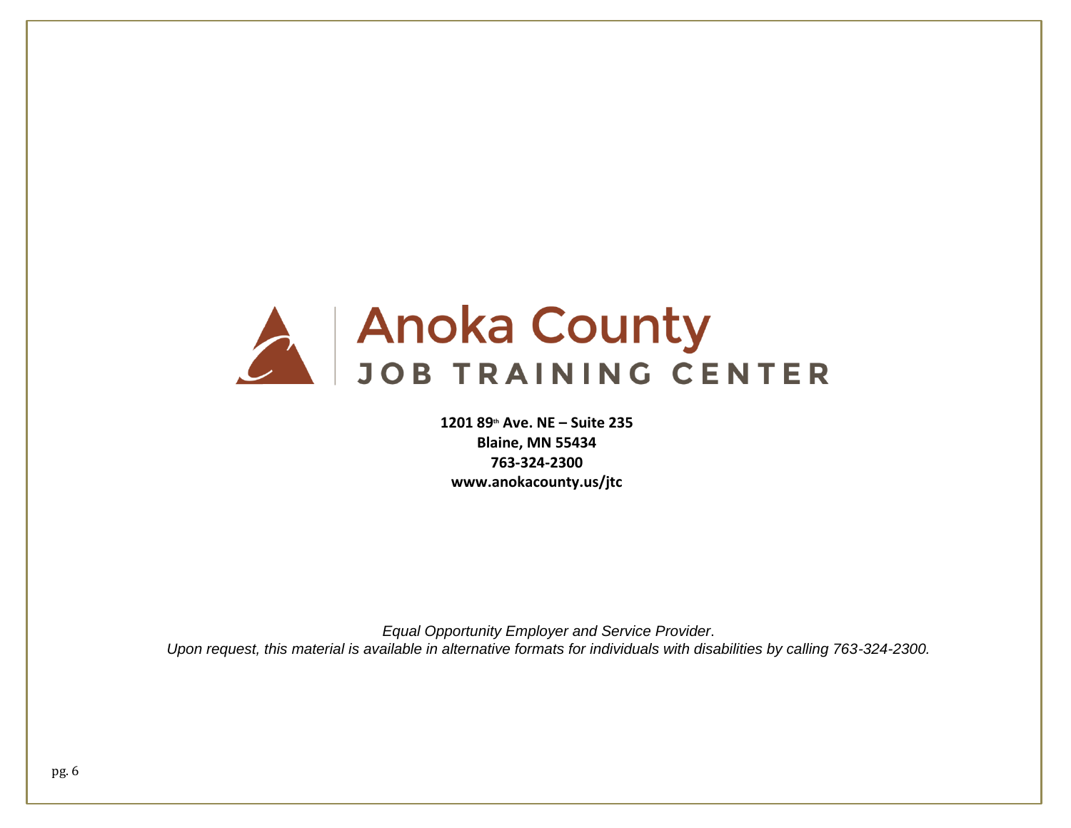# Anoka County
## JOB TRAINING CENTER

**1201 89th Ave. NE – Suite 235**
**Blaine, MN 55434**
**763-324-2300**
**www.anokacounty.us/jtc**

*Equal Opportunity Employer and Service Provider*.
*Upon request, this material is available in alternative formats for individuals with disabilities by calling 763-324-2300.*